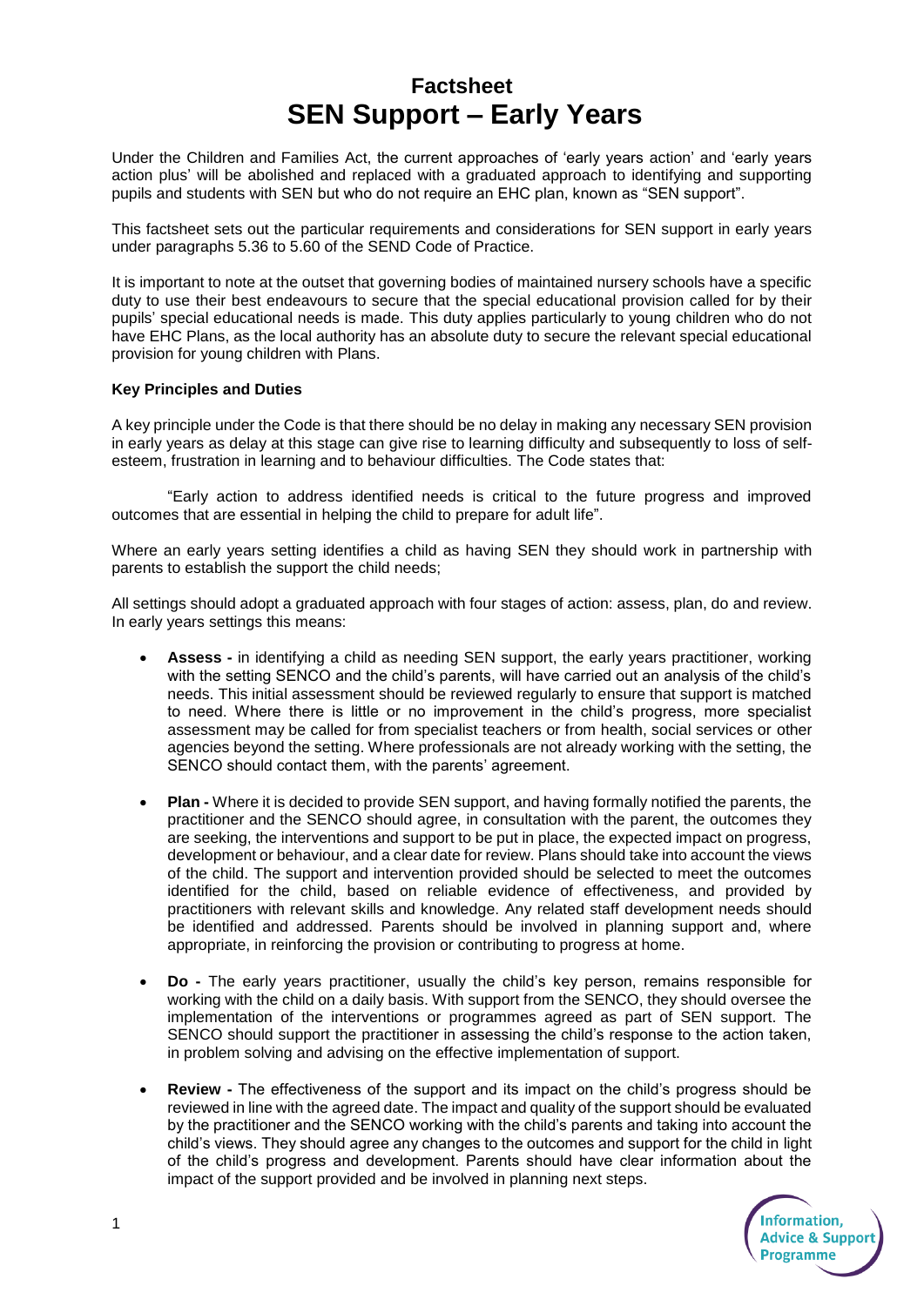# Factsheet
# SEN Support – Early Years

Under the Children and Families Act, the current approaches of 'early years action' and 'early years action plus' will be abolished and replaced with a graduated approach to identifying and supporting pupils and students with SEN but who do not require an EHC plan, known as "SEN support".

This factsheet sets out the particular requirements and considerations for SEN support in early years under paragraphs 5.36 to 5.60 of the SEND Code of Practice.

It is important to note at the outset that governing bodies of maintained nursery schools have a specific duty to use their best endeavours to secure that the special educational provision called for by their pupils' special educational needs is made. This duty applies particularly to young children who do not have EHC Plans, as the local authority has an absolute duty to secure the relevant special educational provision for young children with Plans.

**Key Principles and Duties**

A key principle under the Code is that there should be no delay in making any necessary SEN provision in early years as delay at this stage can give rise to learning difficulty and subsequently to loss of self-esteem, frustration in learning and to behaviour difficulties. The Code states that:

"Early action to address identified needs is critical to the future progress and improved outcomes that are essential in helping the child to prepare for adult life".

Where an early years setting identifies a child as having SEN they should work in partnership with parents to establish the support the child needs;

All settings should adopt a graduated approach with four stages of action: assess, plan, do and review. In early years settings this means:

- **Assess -** in identifying a child as needing SEN support, the early years practitioner, working with the setting SENCO and the child's parents, will have carried out an analysis of the child's needs. This initial assessment should be reviewed regularly to ensure that support is matched to need. Where there is little or no improvement in the child's progress, more specialist assessment may be called for from specialist teachers or from health, social services or other agencies beyond the setting. Where professionals are not already working with the setting, the SENCO should contact them, with the parents' agreement.

- **Plan -** Where it is decided to provide SEN support, and having formally notified the parents, the practitioner and the SENCO should agree, in consultation with the parent, the outcomes they are seeking, the interventions and support to be put in place, the expected impact on progress, development or behaviour, and a clear date for review. Plans should take into account the views of the child. The support and intervention provided should be selected to meet the outcomes identified for the child, based on reliable evidence of effectiveness, and provided by practitioners with relevant skills and knowledge. Any related staff development needs should be identified and addressed. Parents should be involved in planning support and, where appropriate, in reinforcing the provision or contributing to progress at home.

- **Do -** The early years practitioner, usually the child's key person, remains responsible for working with the child on a daily basis. With support from the SENCO, they should oversee the implementation of the interventions or programmes agreed as part of SEN support. The SENCO should support the practitioner in assessing the child's response to the action taken, in problem solving and advising on the effective implementation of support.

- **Review -** The effectiveness of the support and its impact on the child's progress should be reviewed in line with the agreed date. The impact and quality of the support should be evaluated by the practitioner and the SENCO working with the child's parents and taking into account the child's views. They should agree any changes to the outcomes and support for the child in light of the child's progress and development. Parents should have clear information about the impact of the support provided and be involved in planning next steps.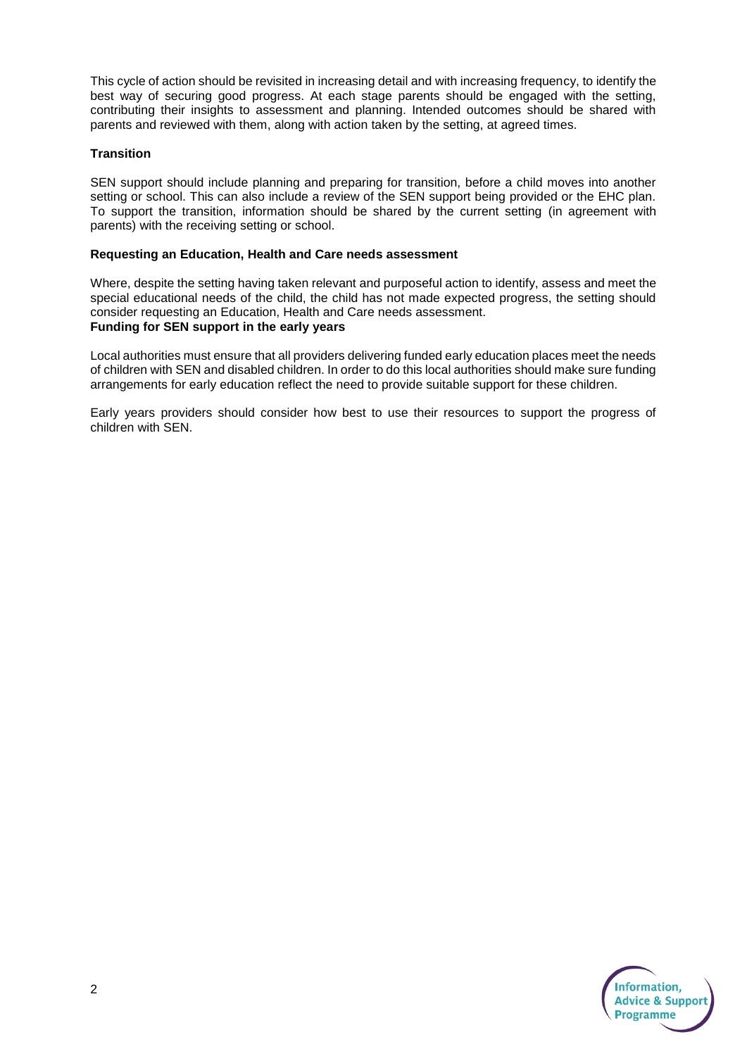This cycle of action should be revisited in increasing detail and with increasing frequency, to identify the best way of securing good progress. At each stage parents should be engaged with the setting, contributing their insights to assessment and planning. Intended outcomes should be shared with parents and reviewed with them, along with action taken by the setting, at agreed times.

**Transition**

SEN support should include planning and preparing for transition, before a child moves into another setting or school. This can also include a review of the SEN support being provided or the EHC plan. To support the transition, information should be shared by the current setting (in agreement with parents) with the receiving setting or school.

**Requesting an Education, Health and Care needs assessment**

Where, despite the setting having taken relevant and purposeful action to identify, assess and meet the special educational needs of the child, the child has not made expected progress, the setting should consider requesting an Education, Health and Care needs assessment.

**Funding for SEN support in the early years**

Local authorities must ensure that all providers delivering funded early education places meet the needs of children with SEN and disabled children. In order to do this local authorities should make sure funding arrangements for early education reflect the need to provide suitable support for these children.

Early years providers should consider how best to use their resources to support the progress of children with SEN.